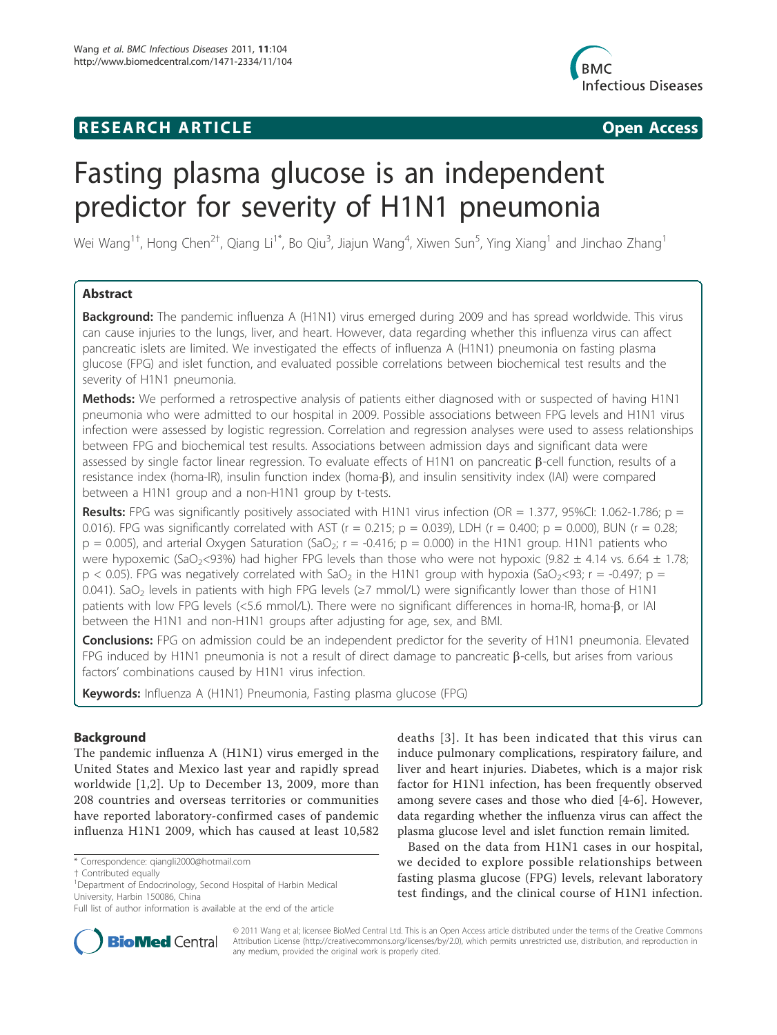# Fasting plasma glucose is an independent predictor for severity of H1N1 pneumonia

Wei Wang[1†], Hong Chen[2†], Qiang Li[1*], Bo Qiu[3], Jiajun Wang[4], Xiwen Sun[5], Ying Xiang[1] and Jinchao Zhang[1]

## Abstract

**Background:** The pandemic influenza A (H1N1) virus emerged during 2009 and has spread worldwide. This virus can cause injuries to the lungs, liver, and heart. However, data regarding whether this influenza virus can affect pancreatic islets are limited. We investigated the effects of influenza A (H1N1) pneumonia on fasting plasma glucose (FPG) and islet function, and evaluated possible correlations between biochemical test results and the severity of H1N1 pneumonia.

**Methods:** We performed a retrospective analysis of patients either diagnosed with or suspected of having H1N1 pneumonia who were admitted to our hospital in 2009. Possible associations between FPG levels and H1N1 virus infection were assessed by logistic regression. Correlation and regression analyses were used to assess relationships between FPG and biochemical test results. Associations between admission days and significant data were assessed by single factor linear regression. To evaluate effects of H1N1 on pancreatic β-cell function, results of a resistance index (homa-IR), insulin function index (homa-β), and insulin sensitivity index (IAI) were compared between a H1N1 group and a non-H1N1 group by t-tests.

**Results:** FPG was significantly positively associated with H1N1 virus infection (OR = 1.377, 95%CI: 1.062-1.786; p = 0.016). FPG was significantly correlated with AST (r = 0.215; p = 0.039), LDH (r = 0.400; p = 0.000), BUN (r = 0.28; p = 0.005), and arterial Oxygen Saturation ($SaO_2$; r = -0.416; p = 0.000) in the H1N1 group. H1N1 patients who were hypoxemic ($SaO_2$<93%) had higher FPG levels than those who were not hypoxic (9.82 ± 4.14 vs. 6.64 ± 1.78; $p < 0.05$). FPG was negatively correlated with $SaO_2$ in the H1N1 group with hypoxia ($SaO_2$<93; r = -0.497; p = 0.041). $SaO_2$ levels in patients with high FPG levels (≥7 mmol/L) were significantly lower than those of H1N1 patients with low FPG levels (<5.6 mmol/L). There were no significant differences in homa-IR, homa-β, or IAI between the H1N1 and non-H1N1 groups after adjusting for age, sex, and BMI.

**Conclusions:** FPG on admission could be an independent predictor for the severity of H1N1 pneumonia. Elevated FPG induced by H1N1 pneumonia is not a result of direct damage to pancreatic β-cells, but arises from various factors' combinations caused by H1N1 virus infection.

**Keywords:** Influenza A (H1N1) Pneumonia, Fasting plasma glucose (FPG)

## Background

The pandemic influenza A (H1N1) virus emerged in the United States and Mexico last year and rapidly spread worldwide [1,2]. Up to December 13, 2009, more than 208 countries and overseas territories or communities have reported laboratory-confirmed cases of pandemic influenza H1N1 2009, which has caused at least 10,582 deaths [3]. It has been indicated that this virus can induce pulmonary complications, respiratory failure, and liver and heart injuries. Diabetes, which is a major risk factor for H1N1 infection, has been frequently observed among severe cases and those who died [4-6]. However, data regarding whether the influenza virus can affect the plasma glucose level and islet function remain limited.

Based on the data from H1N1 cases in our hospital, we decided to explore possible relationships between fasting plasma glucose (FPG) levels, relevant laboratory test findings, and the clinical course of H1N1 infection.

\* Correspondence: qiangli2000@hotmail.com

† Contributed equally

[1]Department of Endocrinology, Second Hospital of Harbin Medical University, Harbin 150086, China

Full list of author information is available at the end of the article

© 2011 Wang et al; licensee BioMed Central Ltd. This is an Open Access article distributed under the terms of the Creative Commons Attribution License (http://creativecommons.org/licenses/by/2.0), which permits unrestricted use, distribution, and reproduction in any medium, provided the original work is properly cited.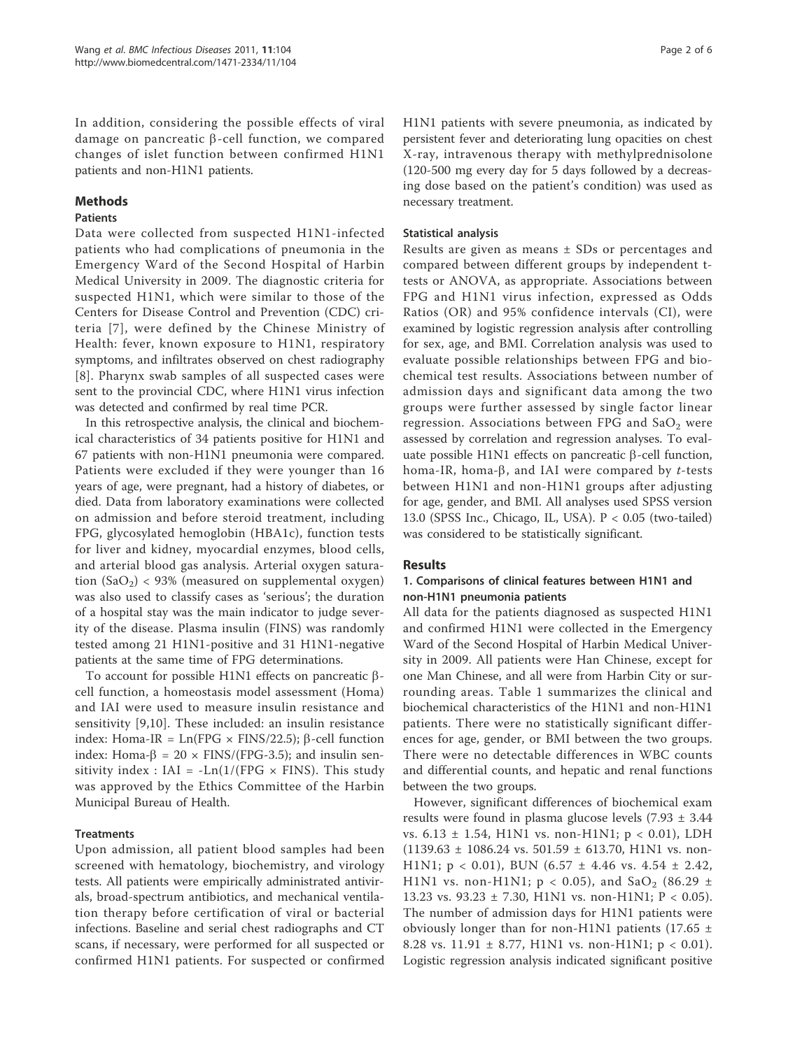In addition, considering the possible effects of viral damage on pancreatic β-cell function, we compared changes of islet function between confirmed H1N1 patients and non-H1N1 patients.

## Methods

### Patients

Data were collected from suspected H1N1-infected patients who had complications of pneumonia in the Emergency Ward of the Second Hospital of Harbin Medical University in 2009. The diagnostic criteria for suspected H1N1, which were similar to those of the Centers for Disease Control and Prevention (CDC) criteria [7], were defined by the Chinese Ministry of Health: fever, known exposure to H1N1, respiratory symptoms, and infiltrates observed on chest radiography [8]. Pharynx swab samples of all suspected cases were sent to the provincial CDC, where H1N1 virus infection was detected and confirmed by real time PCR.

In this retrospective analysis, the clinical and biochemical characteristics of 34 patients positive for H1N1 and 67 patients with non-H1N1 pneumonia were compared. Patients were excluded if they were younger than 16 years of age, were pregnant, had a history of diabetes, or died. Data from laboratory examinations were collected on admission and before steroid treatment, including FPG, glycosylated hemoglobin (HBA1c), function tests for liver and kidney, myocardial enzymes, blood cells, and arterial blood gas analysis. Arterial oxygen saturation ($SaO_2$) < 93% (measured on supplemental oxygen) was also used to classify cases as 'serious'; the duration of a hospital stay was the main indicator to judge severity of the disease. Plasma insulin (FINS) was randomly tested among 21 H1N1-positive and 31 H1N1-negative patients at the same time of FPG determinations.

To account for possible H1N1 effects on pancreatic β-cell function, a homeostasis model assessment (Homa) and IAI were used to measure insulin resistance and sensitivity [9,10]. These included: an insulin resistance index: Homa-IR = $\text{Ln}(\text{FPG} \times \text{FINS}/22.5)$; β-cell function index: Homa-β = $20 \times \text{FINS}/(\text{FPG}-3.5)$; and insulin sensitivity index : IAI = $-\text{Ln}(1/(\text{FPG} \times \text{FINS})$. This study was approved by the Ethics Committee of the Harbin Municipal Bureau of Health.

### Treatments

Upon admission, all patient blood samples had been screened with hematology, biochemistry, and virology tests. All patients were empirically administrated antivirals, broad-spectrum antibiotics, and mechanical ventilation therapy before certification of viral or bacterial infections. Baseline and serial chest radiographs and CT scans, if necessary, were performed for all suspected or confirmed H1N1 patients. For suspected or confirmed H1N1 patients with severe pneumonia, as indicated by persistent fever and deteriorating lung opacities on chest X-ray, intravenous therapy with methylprednisolone (120-500 mg every day for 5 days followed by a decreasing dose based on the patient's condition) was used as necessary treatment.

### Statistical analysis

Results are given as means ± SDs or percentages and compared between different groups by independent t-tests or ANOVA, as appropriate. Associations between FPG and H1N1 virus infection, expressed as Odds Ratios (OR) and 95% confidence intervals (CI), were examined by logistic regression analysis after controlling for sex, age, and BMI. Correlation analysis was used to evaluate possible relationships between FPG and biochemical test results. Associations between number of admission days and significant data among the two groups were further assessed by single factor linear regression. Associations between FPG and $SaO_2$ were assessed by correlation and regression analyses. To evaluate possible H1N1 effects on pancreatic β-cell function, homa-IR, homa-β, and IAI were compared by *t*-tests between H1N1 and non-H1N1 groups after adjusting for age, gender, and BMI. All analyses used SPSS version 13.0 (SPSS Inc., Chicago, IL, USA). $P < 0.05$ (two-tailed) was considered to be statistically significant.

## Results

### 1. Comparisons of clinical features between H1N1 and non-H1N1 pneumonia patients

All data for the patients diagnosed as suspected H1N1 and confirmed H1N1 were collected in the Emergency Ward of the Second Hospital of Harbin Medical University in 2009. All patients were Han Chinese, except for one Man Chinese, and all were from Harbin City or surrounding areas. Table 1 summarizes the clinical and biochemical characteristics of the H1N1 and non-H1N1 patients. There were no statistically significant differences for age, gender, or BMI between the two groups. There were no detectable differences in WBC counts and differential counts, and hepatic and renal functions between the two groups.

However, significant differences of biochemical exam results were found in plasma glucose levels (7.93 ± 3.44 vs. 6.13 ± 1.54, H1N1 vs. non-H1N1; $p < 0.01$), LDH (1139.63 ± 1086.24 vs. 501.59 ± 613.70, H1N1 vs. non-H1N1; $p < 0.01$), BUN (6.57 ± 4.46 vs. 4.54 ± 2.42, H1N1 vs. non-H1N1; $p < 0.05$), and $SaO_2$ (86.29 ± 13.23 vs. 93.23 ± 7.30, H1N1 vs. non-H1N1; $P < 0.05$). The number of admission days for H1N1 patients were obviously longer than for non-H1N1 patients (17.65 ± 8.28 vs. 11.91 ± 8.77, H1N1 vs. non-H1N1; $p < 0.01$). Logistic regression analysis indicated significant positive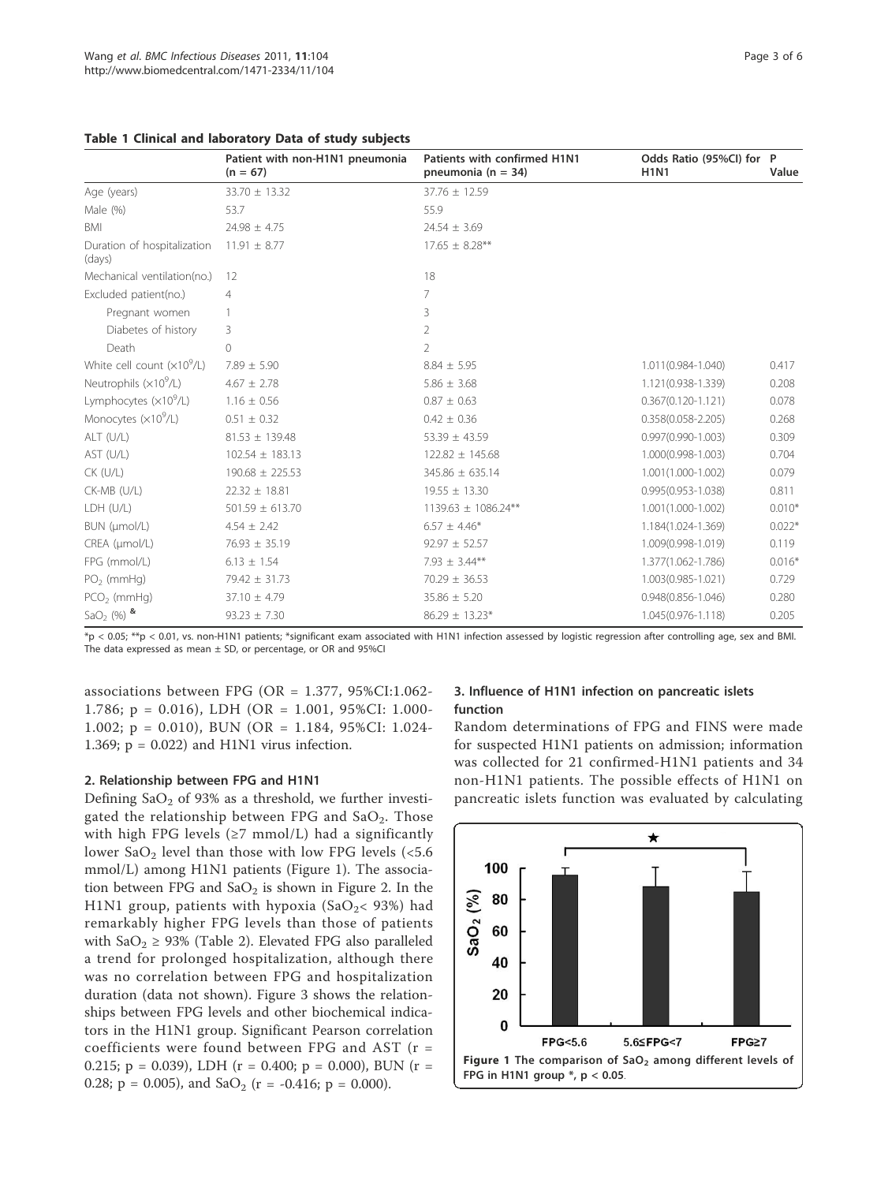**Table 1 Clinical and laboratory Data of study subjects**

| | Patient with non-H1N1 pneumonia (n = 67) | Patients with confirmed H1N1 pneumonia (n = 34) | Odds Ratio (95%CI) for H1N1 | P Value |
|---|---|---|---|---|
| Age (years) | 33.70 ± 13.32 | 37.76 ± 12.59 | | |
| Male (%) | 53.7 | 55.9 | | |
| BMI | 24.98 ± 4.75 | 24.54 ± 3.69 | | |
| Duration of hospitalization (days) | 11.91 ± 8.77 | 17.65 ± 8.28** | | |
| Mechanical ventilation(no.) | 12 | 18 | | |
| Excluded patient(no.) | 4 | 7 | | |
| Pregnant women | 1 | 3 | | |
| Diabetes of history | 3 | 2 | | |
| Death | 0 | 2 | | |
| White cell count ($\times 10^9$/L) | 7.89 ± 5.90 | 8.84 ± 5.95 | 1.011(0.984-1.040) | 0.417 |
| Neutrophils ($\times 10^9$/L) | 4.67 ± 2.78 | 5.86 ± 3.68 | 1.121(0.938-1.339) | 0.208 |
| Lymphocytes ($\times 10^9$/L) | 1.16 ± 0.56 | 0.87 ± 0.63 | 0.367(0.120-1.121) | 0.078 |
| Monocytes ($\times 10^9$/L) | 0.51 ± 0.32 | 0.42 ± 0.36 | 0.358(0.058-2.205) | 0.268 |
| ALT (U/L) | 81.53 ± 139.48 | 53.39 ± 43.59 | 0.997(0.990-1.003) | 0.309 |
| AST (U/L) | 102.54 ± 183.13 | 122.82 ± 145.68 | 1.000(0.998-1.003) | 0.704 |
| CK (U/L) | 190.68 ± 225.53 | 345.86 ± 635.14 | 1.001(1.000-1.002) | 0.079 |
| CK-MB (U/L) | 22.32 ± 18.81 | 19.55 ± 13.30 | 0.995(0.953-1.038) | 0.811 |
| LDH (U/L) | 501.59 ± 613.70 | 1139.63 ± 1086.24** | 1.001(1.000-1.002) | 0.010* |
| BUN (μmol/L) | 4.54 ± 2.42 | 6.57 ± 4.46* | 1.184(1.024-1.369) | 0.022* |
| CREA (μmol/L) | 76.93 ± 35.19 | 92.97 ± 52.57 | 1.009(0.998-1.019) | 0.119 |
| FPG (mmol/L) | 6.13 ± 1.54 | 7.93 ± 3.44** | 1.377(1.062-1.786) | 0.016* |
| $PO_2$ (mmHg) | 79.42 ± 31.73 | 70.29 ± 36.53 | 1.003(0.985-1.021) | 0.729 |
| $PCO_2$ (mmHg) | 37.10 ± 4.79 | 35.86 ± 5.20 | 0.948(0.856-1.046) | 0.280 |
| $SaO_2$ (%) & | 93.23 ± 7.30 | 86.29 ± 13.23* | 1.045(0.976-1.118) | 0.205 |

*p < 0.05; **p < 0.01, vs. non-H1N1 patients; *significant exam associated with H1N1 infection assessed by logistic regression after controlling age, sex and BMI. The data expressed as mean ± SD, or percentage, or OR and 95%CI

associations between FPG (OR = 1.377, 95%CI:1.062-1.786; p = 0.016), LDH (OR = 1.001, 95%CI: 1.000-1.002; p = 0.010), BUN (OR = 1.184, 95%CI: 1.024-1.369; p = 0.022) and H1N1 virus infection.

## 2. Relationship between FPG and H1N1

Defining $SaO_2$ of 93% as a threshold, we further investigated the relationship between FPG and $SaO_2$. Those with high FPG levels (≥7 mmol/L) had a significantly lower $SaO_2$ level than those with low FPG levels (<5.6 mmol/L) among H1N1 patients (Figure 1). The association between FPG and $SaO_2$ is shown in Figure 2. In the H1N1 group, patients with hypoxia ($SaO_2$< 93%) had remarkably higher FPG levels than those of patients with $SaO_2$ ≥ 93% (Table 2). Elevated FPG also paralleled a trend for prolonged hospitalization, although there was no correlation between FPG and hospitalization duration (data not shown). Figure 3 shows the relationships between FPG levels and other biochemical indicators in the H1N1 group. Significant Pearson correlation coefficients were found between FPG and AST (r = 0.215; p = 0.039), LDH (r = 0.400; p = 0.000), BUN (r = 0.28; p = 0.005), and $SaO_2$ (r = -0.416; p = 0.000).

## 3. Influence of H1N1 infection on pancreatic islets function

Random determinations of FPG and FINS were made for suspected H1N1 patients on admission; information was collected for 21 confirmed-H1N1 patients and 34 non-H1N1 patients. The possible effects of H1N1 on pancreatic islets function was evaluated by calculating

**Figure 1** The comparison of $SaO_2$ among different levels of FPG in H1N1 group *, p < 0.05.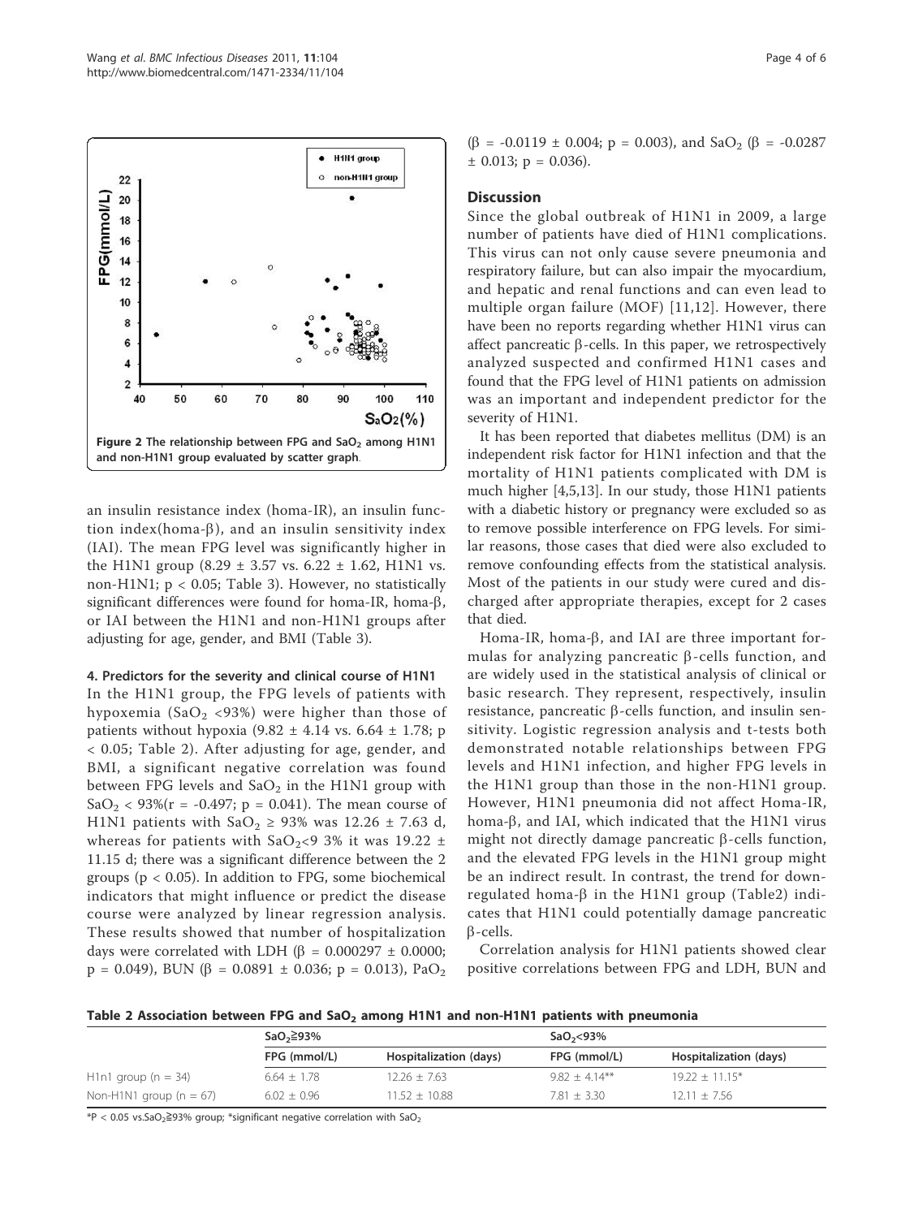Figure 2 The relationship between FPG and $SaO_2$ among H1N1 and non-H1N1 group evaluated by scatter graph.

an insulin resistance index (homa-IR), an insulin function index(homa-β), and an insulin sensitivity index (IAI). The mean FPG level was significantly higher in the H1N1 group (8.29 ± 3.57 vs. 6.22 ± 1.62, H1N1 vs. non-H1N1; $p < 0.05$; Table 3). However, no statistically significant differences were found for homa-IR, homa-β, or IAI between the H1N1 and non-H1N1 groups after adjusting for age, gender, and BMI (Table 3).

#### 4. Predictors for the severity and clinical course of H1N1

In the H1N1 group, the FPG levels of patients with hypoxemia ($SaO_2$ <93%) were higher than those of patients without hypoxia (9.82 ± 4.14 vs. 6.64 ± 1.78; $p < 0.05$; Table 2). After adjusting for age, gender, and BMI, a significant negative correlation was found between FPG levels and $SaO_2$ in the H1N1 group with $SaO_2$ < 93%(r = -0.497; p = 0.041). The mean course of H1N1 patients with $SaO_2 \geq 93\%$ was 12.26 ± 7.63 d, whereas for patients with $SaO_2$<9 3% it was 19.22 ± 11.15 d; there was a significant difference between the 2 groups ($p < 0.05$). In addition to FPG, some biochemical indicators that might influence or predict the disease course were analyzed by linear regression analysis. These results showed that number of hospitalization days were correlated with LDH (β = 0.000297 ± 0.0000; p = 0.049), BUN (β = 0.0891 ± 0.036; p = 0.013), $PaO_2$ (β = -0.0119 ± 0.004; p = 0.003), and $SaO_2$ (β = -0.0287 ± 0.013; p = 0.036).

## Discussion

Since the global outbreak of H1N1 in 2009, a large number of patients have died of H1N1 complications. This virus can not only cause severe pneumonia and respiratory failure, but can also impair the myocardium, and hepatic and renal functions and can even lead to multiple organ failure (MOF) [11,12]. However, there have been no reports regarding whether H1N1 virus can affect pancreatic β-cells. In this paper, we retrospectively analyzed suspected and confirmed H1N1 cases and found that the FPG level of H1N1 patients on admission was an important and independent predictor for the severity of H1N1.

It has been reported that diabetes mellitus (DM) is an independent risk factor for H1N1 infection and that the mortality of H1N1 patients complicated with DM is much higher [4,5,13]. In our study, those H1N1 patients with a diabetic history or pregnancy were excluded so as to remove possible interference on FPG levels. For similar reasons, those cases that died were also excluded to remove confounding effects from the statistical analysis. Most of the patients in our study were cured and discharged after appropriate therapies, except for 2 cases that died.

Homa-IR, homa-β, and IAI are three important formulas for analyzing pancreatic β-cells function, and are widely used in the statistical analysis of clinical or basic research. They represent, respectively, insulin resistance, pancreatic β-cells function, and insulin sensitivity. Logistic regression analysis and t-tests both demonstrated notable relationships between FPG levels and H1N1 infection, and higher FPG levels in the H1N1 group than those in the non-H1N1 group. However, H1N1 pneumonia did not affect Homa-IR, homa-β, and IAI, which indicated that the H1N1 virus might not directly damage pancreatic β-cells function, and the elevated FPG levels in the H1N1 group might be an indirect result. In contrast, the trend for downregulated homa-β in the H1N1 group (Table2) indicates that H1N1 could potentially damage pancreatic β-cells.

Correlation analysis for H1N1 patients showed clear positive correlations between FPG and LDH, BUN and

**Table 2 Association between FPG and $SaO_2$ among H1N1 and non-H1N1 patients with pneumonia**

| | $SaO_2$≧93% | | $SaO_2$<93% | |
|---|---|---|---|---|
| | FPG (mmol/L) | Hospitalization (days) | FPG (mmol/L) | Hospitalization (days) |
| H1n1 group (n = 34) | 6.64 ± 1.78 | 12.26 ± 7.63 | 9.82 ± 4.14** | 19.22 ± 11.15* |
| Non-H1N1 group (n = 67) | 6.02 ± 0.96 | 11.52 ± 10.88 | 7.81 ± 3.30 | 12.11 ± 7.56 |

*P < 0.05 vs.$SaO_2$≧93% group; *significant negative correlation with $SaO_2$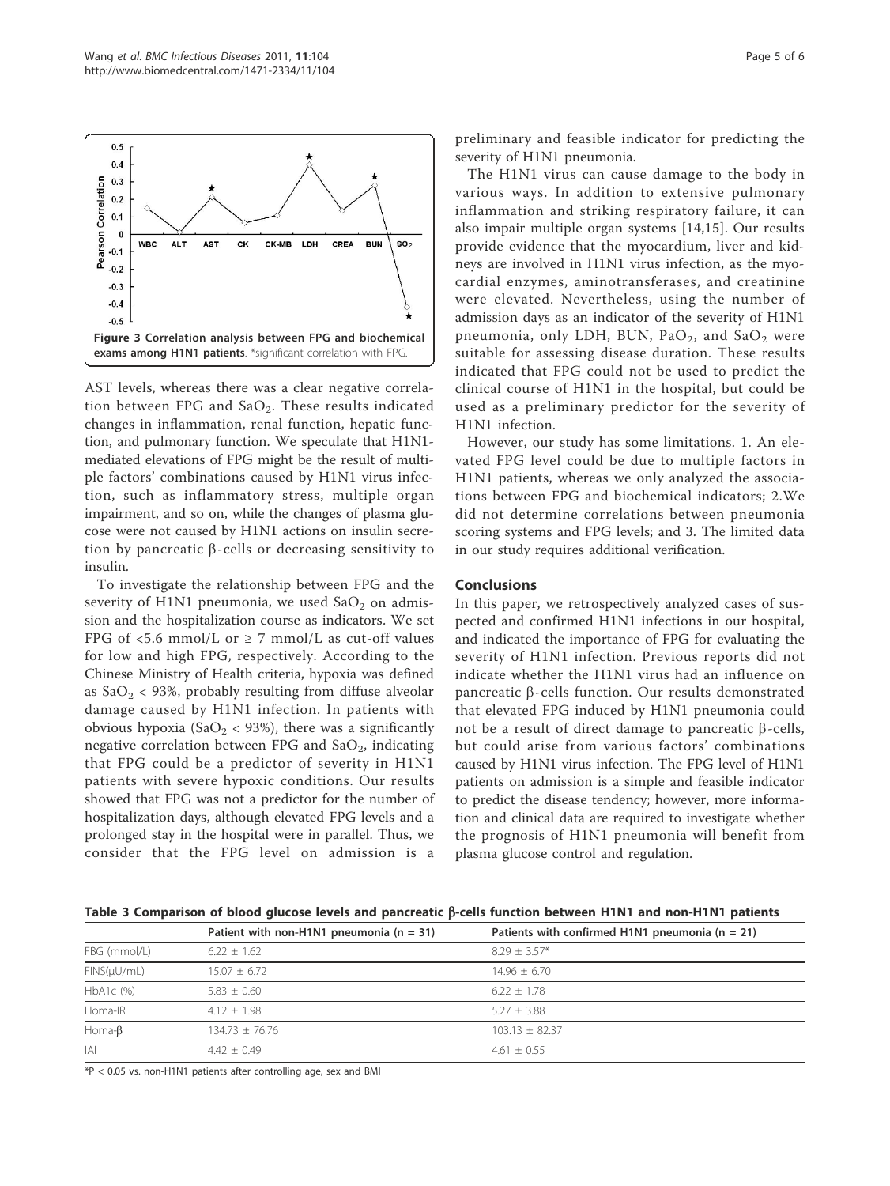**Figure 3 Correlation analysis between FPG and biochemical exams among H1N1 patients**. *significant correlation with FPG.

AST levels, whereas there was a clear negative correlation between FPG and $SaO_2$. These results indicated changes in inflammation, renal function, hepatic function, and pulmonary function. We speculate that H1N1-mediated elevations of FPG might be the result of multiple factors' combinations caused by H1N1 virus infection, such as inflammatory stress, multiple organ impairment, and so on, while the changes of plasma glucose were not caused by H1N1 actions on insulin secretion by pancreatic β-cells or decreasing sensitivity to insulin.

To investigate the relationship between FPG and the severity of H1N1 pneumonia, we used $SaO_2$ on admission and the hospitalization course as indicators. We set FPG of <5.6 mmol/L or ≥ 7 mmol/L as cut-off values for low and high FPG, respectively. According to the Chinese Ministry of Health criteria, hypoxia was defined as $SaO_2$ < 93%, probably resulting from diffuse alveolar damage caused by H1N1 infection. In patients with obvious hypoxia ($SaO_2$ < 93%), there was a significantly negative correlation between FPG and $SaO_2$, indicating that FPG could be a predictor of severity in H1N1 patients with severe hypoxic conditions. Our results showed that FPG was not a predictor for the number of hospitalization days, although elevated FPG levels and a prolonged stay in the hospital were in parallel. Thus, we consider that the FPG level on admission is a preliminary and feasible indicator for predicting the severity of H1N1 pneumonia.

The H1N1 virus can cause damage to the body in various ways. In addition to extensive pulmonary inflammation and striking respiratory failure, it can also impair multiple organ systems [14,15]. Our results provide evidence that the myocardium, liver and kidneys are involved in H1N1 virus infection, as the myocardial enzymes, aminotransferases, and creatinine were elevated. Nevertheless, using the number of admission days as an indicator of the severity of H1N1 pneumonia, only LDH, BUN, $PaO_2$, and $SaO_2$ were suitable for assessing disease duration. These results indicated that FPG could not be used to predict the clinical course of H1N1 in the hospital, but could be used as a preliminary predictor for the severity of H1N1 infection.

However, our study has some limitations. 1. An elevated FPG level could be due to multiple factors in H1N1 patients, whereas we only analyzed the associations between FPG and biochemical indicators; 2.We did not determine correlations between pneumonia scoring systems and FPG levels; and 3. The limited data in our study requires additional verification.

## Conclusions

In this paper, we retrospectively analyzed cases of suspected and confirmed H1N1 infections in our hospital, and indicated the importance of FPG for evaluating the severity of H1N1 infection. Previous reports did not indicate whether the H1N1 virus had an influence on pancreatic β-cells function. Our results demonstrated that elevated FPG induced by H1N1 pneumonia could not be a result of direct damage to pancreatic β-cells, but could arise from various factors' combinations caused by H1N1 virus infection. The FPG level of H1N1 patients on admission is a simple and feasible indicator to predict the disease tendency; however, more information and clinical data are required to investigate whether the prognosis of H1N1 pneumonia will benefit from plasma glucose control and regulation.

**Table 3 Comparison of blood glucose levels and pancreatic β-cells function between H1N1 and non-H1N1 patients**

| | Patient with non-H1N1 pneumonia (n = 31) | Patients with confirmed H1N1 pneumonia (n = 21) |
|---|---|---|
| FBG (mmol/L) | 6.22 ± 1.62 | 8.29 ± 3.57* |
| FINS(μU/mL) | 15.07 ± 6.72 | 14.96 ± 6.70 |
| HbA1c (%) | 5.83 ± 0.60 | 6.22 ± 1.78 |
| Homa-IR | 4.12 ± 1.98 | 5.27 ± 3.88 |
| Homa-β | 134.73 ± 76.76 | 103.13 ± 82.37 |
| IAI | 4.42 ± 0.49 | 4.61 ± 0.55 |

*P < 0.05 vs. non-H1N1 patients after controlling age, sex and BMI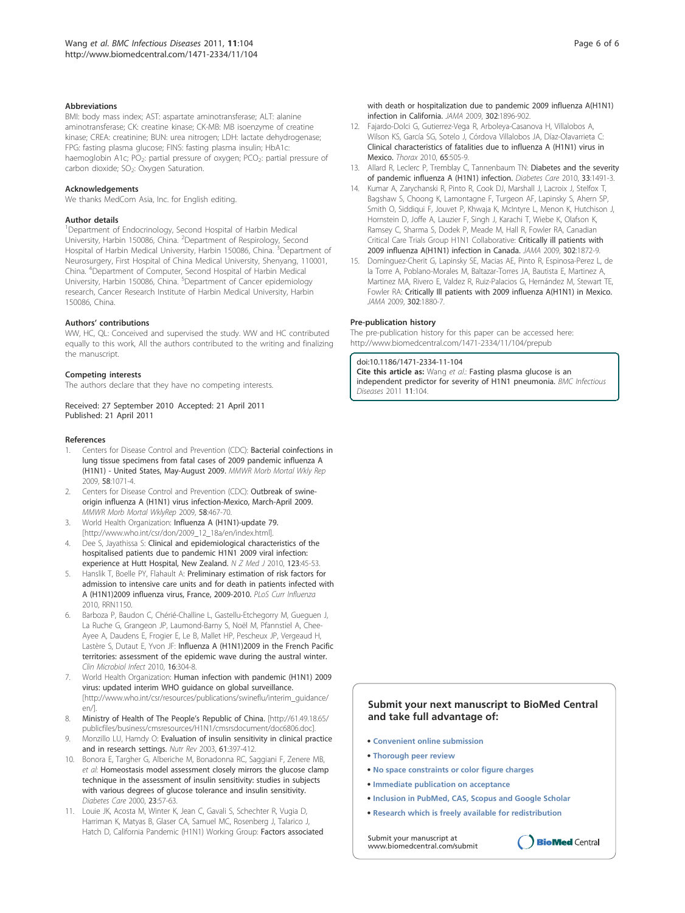### Abbreviations

BMI: body mass index; AST: aspartate aminotransferase; ALT: alanine aminotransferase; CK: creatine kinase; CK-MB: MB isoenzyme of creatine kinase; CREA: creatinine; BUN: urea nitrogen; LDH: lactate dehydrogenase; FPG: fasting plasma glucose; FINS: fasting plasma insulin; HbA1c: haemoglobin A1c; $PO_2$: partial pressure of oxygen; $PCO_2$: partial pressure of carbon dioxide; $SO_2$: Oxygen Saturation.

### Acknowledgements

We thanks MedCom Asia, Inc. for English editing.

### Author details

[1]Department of Endocrinology, Second Hospital of Harbin Medical University, Harbin 150086, China. [2]Department of Respirology, Second Hospital of Harbin Medical University, Harbin 150086, China. [3]Department of Neurosurgery, First Hospital of China Medical University, Shenyang, 110001, China. [4]Department of Computer, Second Hospital of Harbin Medical University, Harbin 150086, China. [5]Department of Cancer epidemiology research, Cancer Research Institute of Harbin Medical University, Harbin 150086, China.

### Authors' contributions

WW, HC, QL: Conceived and supervised the study. WW and HC contributed equally to this work, All the authors contributed to the writing and finalizing the manuscript.

### Competing interests

The authors declare that they have no competing interests.

Received: 27 September 2010 Accepted: 21 April 2011
Published: 21 April 2011

### References

1. Centers for Disease Control and Prevention (CDC): **Bacterial coinfections in lung tissue specimens from fatal cases of 2009 pandemic influenza A (H1N1) - United States, May-August 2009.** *MMWR Morb Mortal Wkly Rep* 2009, **58**:1071-4.
2. Centers for Disease Control and Prevention (CDC): **Outbreak of swine-origin influenza A (H1N1) virus infection-Mexico, March-April 2009.** *MMWR Morb Mortal WklyRep* 2009, **58**:467-70.
3. World Health Organization: **Influenza A (H1N1)-update 79.** [http://www.who.int/csr/don/2009_12_18a/en/index.html].
4. Dee S, Jayathissa S: **Clinical and epidemiological characteristics of the hospitalised patients due to pandemic H1N1 2009 viral infection: experience at Hutt Hospital, New Zealand.** *N Z Med J* 2010, **123**:45-53.
5. Hanslik T, Boelle PY, Flahault A: **Preliminary estimation of risk factors for admission to intensive care units and for death in patients infected with A (H1N1)2009 influenza virus, France, 2009-2010.** *PLoS Curr Influenza* 2010, RRN1150.
6. Barboza P, Baudon C, Chérié-Challine L, Gastellu-Etchegorry M, Gueguen J, La Ruche G, Grangeon JP, Laumond-Barny S, Noël M, Pfannstiel A, Chee-Ayee A, Daudens E, Frogier E, Le B, Mallet HP, Pescheux JP, Vergeaud H, Lastère S, Dutaut E, Yvon JF: **Influenza A (H1N1)2009 in the French Pacific territories: assessment of the epidemic wave during the austral winter.** *Clin Microbiol Infect* 2010, **16**:304-8.
7. World Health Organization: **Human infection with pandemic (H1N1) 2009 virus: updated interim WHO guidance on global surveillance.** [http://www.who.int/csr/resources/publications/swineflu/interim_guidance/en/].
8. **Ministry of Health of The People's Republic of China.** [http://61.49.18.65/publicfiles/business/cmsresources/H1N1/cmsrsdocument/doc6806.doc].
9. Monzillo LU, Hamdy O: **Evaluation of insulin sensitivity in clinical practice and in research settings.** *Nutr Rev* 2003, **61**:397-412.
10. Bonora E, Targher G, Alberiche M, Bonadonna RC, Saggiani F, Zenere MB, *et al*: **Homeostasis model assessment closely mirrors the glucose clamp technique in the assessment of insulin sensitivity: studies in subjects with various degrees of glucose tolerance and insulin sensitivity.** *Diabetes Care* 2000, **23**:57-63.
11. Louie JK, Acosta M, Winter K, Jean C, Gavali S, Schechter R, Vugia D, Harriman K, Matyas B, Glaser CA, Samuel MC, Rosenberg J, Talarico J, Hatch D, California Pandemic (H1N1) Working Group: **Factors associated with death or hospitalization due to pandemic 2009 influenza A(H1N1) infection in California.** *JAMA* 2009, **302**:1896-902.
12. Fajardo-Dolci G, Gutierrez-Vega R, Arboleya-Casanova H, Villalobos A, Wilson KS, García SG, Sotelo J, Córdova Villalobos JA, Díaz-Olavarrieta C: **Clinical characteristics of fatalities due to influenza A (H1N1) virus in Mexico.** *Thorax* 2010, **65**:505-9.
13. Allard R, Leclerc P, Tremblay C, Tannenbaum TN: **Diabetes and the severity of pandemic influenza A (H1N1) infection.** *Diabetes Care* 2010, **33**:1491-3.
14. Kumar A, Zarychanski R, Pinto R, Cook DJ, Marshall J, Lacroix J, Stelfox T, Bagshaw S, Choong K, Lamontagne F, Turgeon AF, Lapinsky S, Ahern SP, Smith O, Siddiqui F, Jouvet P, Khwaja K, McIntyre L, Menon K, Hutchison J, Hornstein D, Joffe A, Lauzier F, Singh J, Karachi T, Wiebe K, Olafson K, Ramsey C, Sharma S, Dodek P, Meade M, Hall R, Fowler RA, Canadian Critical Care Trials Group H1N1 Collaborative: **Critically ill patients with 2009 influenza A(H1N1) infection in Canada.** *JAMA* 2009, **302**:1872-9.
15. Domínguez-Cherit G, Lapinsky SE, Macias AE, Pinto R, Espinosa-Perez L, de la Torre A, Poblano-Morales M, Baltazar-Torres JA, Bautista E, Martinez A, Martinez MA, Rivero E, Valdez R, Ruiz-Palacios G, Hernández M, Stewart TE, Fowler RA: **Critically Ill patients with 2009 influenza A(H1N1) in Mexico.** *JAMA* 2009, **302**:1880-7.

### Pre-publication history

The pre-publication history for this paper can be accessed here:
http://www.biomedcentral.com/1471-2334/11/104/prepub

doi:10.1186/1471-2334-11-104
**Cite this article as:** Wang *et al.*: Fasting plasma glucose is an independent predictor for severity of H1N1 pneumonia. *BMC Infectious Diseases* 2011 **11**:104.

**Submit your next manuscript to BioMed Central and take full advantage of:**

- **Convenient online submission**
- **Thorough peer review**
- **No space constraints or color figure charges**
- **Immediate publication on acceptance**
- **Inclusion in PubMed, CAS, Scopus and Google Scholar**
- **Research which is freely available for redistribution**

Submit your manuscript at
www.biomedcentral.com/submit

BioMed Central